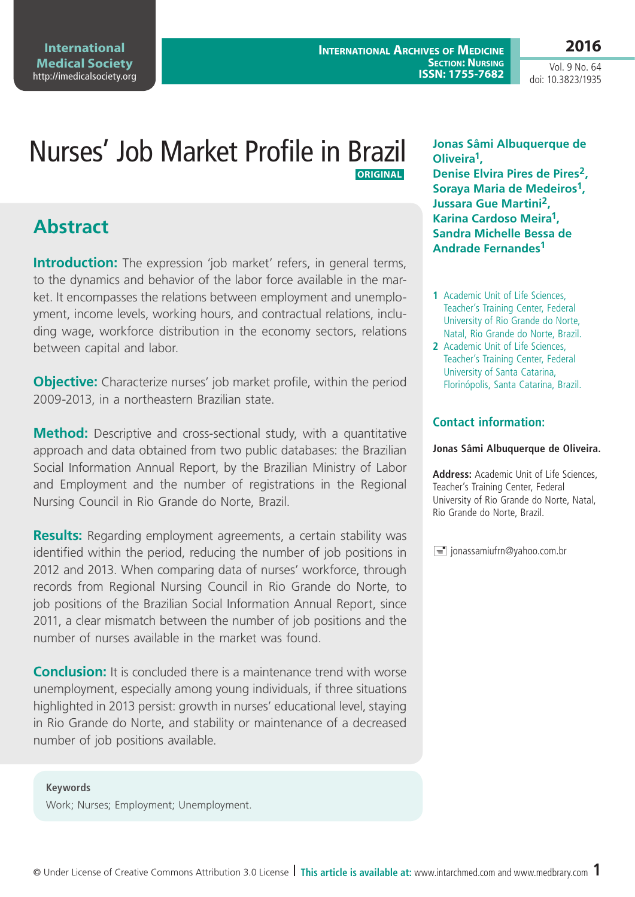# Nurses' Job Market Profile in Brazil

**ORIGINAL**

**Jonas Sâmi Albuquerque de Oliveira[1], Denise Elvira Pires de Pires[2], Soraya Maria de Medeiros[1], Jussara Gue Martini[2], Karina Cardoso Meira[1], Sandra Michelle Bessa de Andrade Fernandes[1]**

1 Academic Unit of Life Sciences, Teacher's Training Center, Federal University of Rio Grande do Norte, Natal, Rio Grande do Norte, Brazil.

2 Academic Unit of Life Sciences, Teacher's Training Center, Federal University of Santa Catarina, Florinópolis, Santa Catarina, Brazil.

### Contact information:

**Jonas Sâmi Albuquerque de Oliveira.**

**Address:** Academic Unit of Life Sciences, Teacher's Training Center, Federal University of Rio Grande do Norte, Natal, Rio Grande do Norte, Brazil.

jonassamiufrn@yahoo.com.br

## Abstract

**Introduction:** The expression 'job market' refers, in general terms, to the dynamics and behavior of the labor force available in the market. It encompasses the relations between employment and unemployment, income levels, working hours, and contractual relations, including wage, workforce distribution in the economy sectors, relations between capital and labor.

**Objective:** Characterize nurses' job market profile, within the period 2009-2013, in a northeastern Brazilian state.

**Method:** Descriptive and cross-sectional study, with a quantitative approach and data obtained from two public databases: the Brazilian Social Information Annual Report, by the Brazilian Ministry of Labor and Employment and the number of registrations in the Regional Nursing Council in Rio Grande do Norte, Brazil.

**Results:** Regarding employment agreements, a certain stability was identified within the period, reducing the number of job positions in 2012 and 2013. When comparing data of nurses' workforce, through records from Regional Nursing Council in Rio Grande do Norte, to job positions of the Brazilian Social Information Annual Report, since 2011, a clear mismatch between the number of job positions and the number of nurses available in the market was found.

**Conclusion:** It is concluded there is a maintenance trend with worse unemployment, especially among young individuals, if three situations highlighted in 2013 persist: growth in nurses' educational level, staying in Rio Grande do Norte, and stability or maintenance of a decreased number of job positions available.

**Keywords**

Work; Nurses; Employment; Unemployment.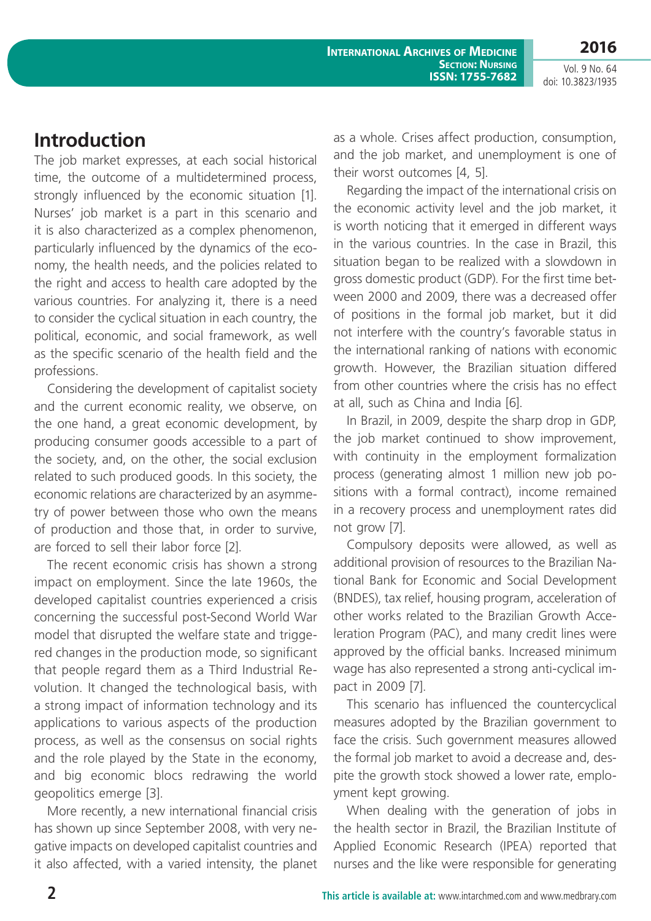## Introduction

The job market expresses, at each social historical time, the outcome of a multidetermined process, strongly influenced by the economic situation [1]. Nurses' job market is a part in this scenario and it is also characterized as a complex phenomenon, particularly influenced by the dynamics of the economy, the health needs, and the policies related to the right and access to health care adopted by the various countries. For analyzing it, there is a need to consider the cyclical situation in each country, the political, economic, and social framework, as well as the specific scenario of the health field and the professions.

Considering the development of capitalist society and the current economic reality, we observe, on the one hand, a great economic development, by producing consumer goods accessible to a part of the society, and, on the other, the social exclusion related to such produced goods. In this society, the economic relations are characterized by an asymmetry of power between those who own the means of production and those that, in order to survive, are forced to sell their labor force [2].

The recent economic crisis has shown a strong impact on employment. Since the late 1960s, the developed capitalist countries experienced a crisis concerning the successful post-Second World War model that disrupted the welfare state and triggered changes in the production mode, so significant that people regard them as a Third Industrial Revolution. It changed the technological basis, with a strong impact of information technology and its applications to various aspects of the production process, as well as the consensus on social rights and the role played by the State in the economy, and big economic blocs redrawing the world geopolitics emerge [3].

More recently, a new international financial crisis has shown up since September 2008, with very negative impacts on developed capitalist countries and it also affected, with a varied intensity, the planet as a whole. Crises affect production, consumption, and the job market, and unemployment is one of their worst outcomes [4, 5].

Regarding the impact of the international crisis on the economic activity level and the job market, it is worth noticing that it emerged in different ways in the various countries. In the case in Brazil, this situation began to be realized with a slowdown in gross domestic product (GDP). For the first time between 2000 and 2009, there was a decreased offer of positions in the formal job market, but it did not interfere with the country's favorable status in the international ranking of nations with economic growth. However, the Brazilian situation differed from other countries where the crisis has no effect at all, such as China and India [6].

In Brazil, in 2009, despite the sharp drop in GDP, the job market continued to show improvement, with continuity in the employment formalization process (generating almost 1 million new job positions with a formal contract), income remained in a recovery process and unemployment rates did not grow [7].

Compulsory deposits were allowed, as well as additional provision of resources to the Brazilian National Bank for Economic and Social Development (BNDES), tax relief, housing program, acceleration of other works related to the Brazilian Growth Acceleration Program (PAC), and many credit lines were approved by the official banks. Increased minimum wage has also represented a strong anti-cyclical impact in 2009 [7].

This scenario has influenced the countercyclical measures adopted by the Brazilian government to face the crisis. Such government measures allowed the formal job market to avoid a decrease and, despite the growth stock showed a lower rate, employment kept growing.

When dealing with the generation of jobs in the health sector in Brazil, the Brazilian Institute of Applied Economic Research (IPEA) reported that nurses and the like were responsible for generating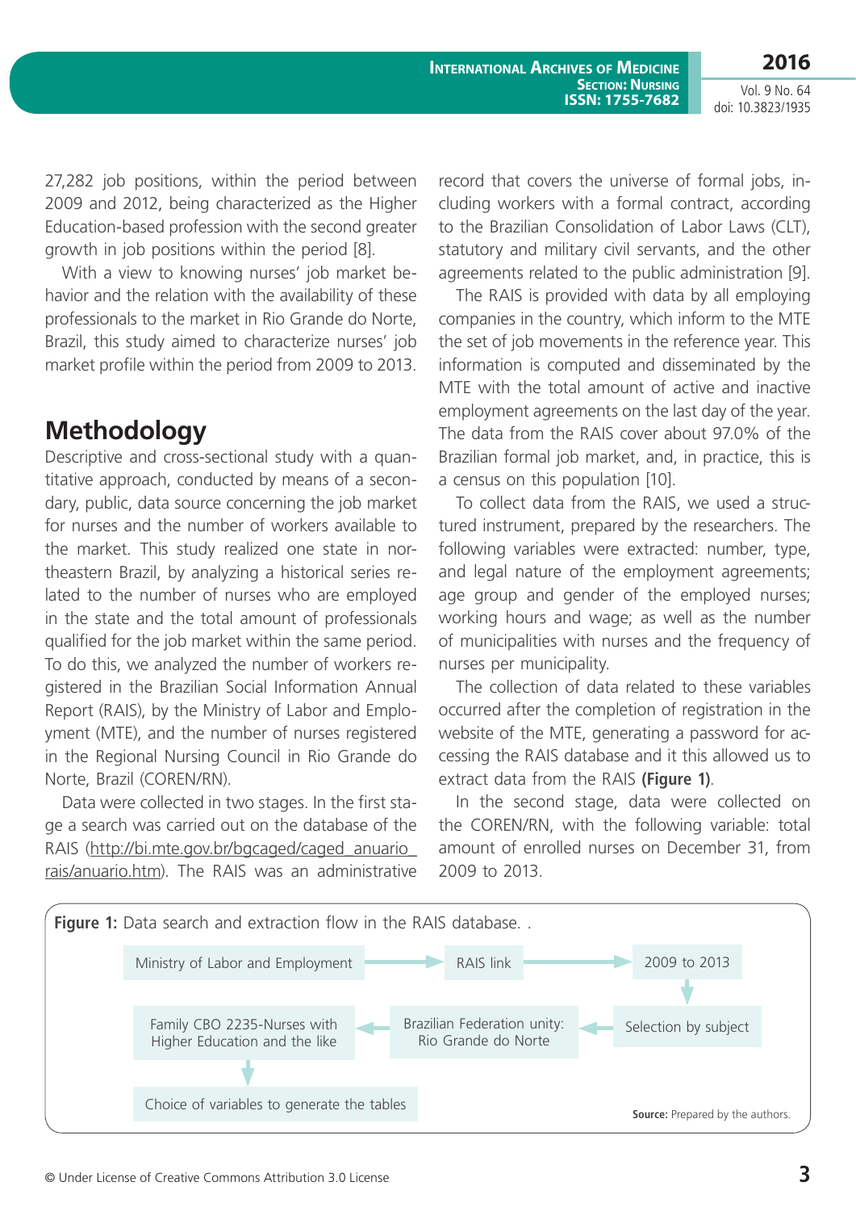27,282 job positions, within the period between 2009 and 2012, being characterized as the Higher Education-based profession with the second greater growth in job positions within the period [8].

With a view to knowing nurses' job market behavior and the relation with the availability of these professionals to the market in Rio Grande do Norte, Brazil, this study aimed to characterize nurses' job market profile within the period from 2009 to 2013.

## Methodology

Descriptive and cross-sectional study with a quantitative approach, conducted by means of a secondary, public, data source concerning the job market for nurses and the number of workers available to the market. This study realized one state in northeastern Brazil, by analyzing a historical series related to the number of nurses who are employed in the state and the total amount of professionals qualified for the job market within the same period. To do this, we analyzed the number of workers registered in the Brazilian Social Information Annual Report (RAIS), by the Ministry of Labor and Employment (MTE), and the number of nurses registered in the Regional Nursing Council in Rio Grande do Norte, Brazil (COREN/RN).

Data were collected in two stages. In the first stage a search was carried out on the database of the RAIS (http://bi.mte.gov.br/bgcaged/caged_anuario_rais/anuario.htm). The RAIS was an administrative record that covers the universe of formal jobs, including workers with a formal contract, according to the Brazilian Consolidation of Labor Laws (CLT), statutory and military civil servants, and the other agreements related to the public administration [9].

The RAIS is provided with data by all employing companies in the country, which inform to the MTE the set of job movements in the reference year. This information is computed and disseminated by the MTE with the total amount of active and inactive employment agreements on the last day of the year. The data from the RAIS cover about 97.0% of the Brazilian formal job market, and, in practice, this is a census on this population [10].

To collect data from the RAIS, we used a structured instrument, prepared by the researchers. The following variables were extracted: number, type, and legal nature of the employment agreements; age group and gender of the employed nurses; working hours and wage; as well as the number of municipalities with nurses and the frequency of nurses per municipality.

The collection of data related to these variables occurred after the completion of registration in the website of the MTE, generating a password for accessing the RAIS database and it this allowed us to extract data from the RAIS **(Figure 1)**.

In the second stage, data were collected on the COREN/RN, with the following variable: total amount of enrolled nurses on December 31, from 2009 to 2013.

**Figure 1:** Data search and extraction flow in the RAIS database. .

Ministry of Labor and Employment → RAIS link → 2009 to 2013 → Selection by subject → Brazilian Federation unity: Rio Grande do Norte → Family CBO 2235-Nurses with Higher Education and the like → Choice of variables to generate the tables

**Source:** Prepared by the authors.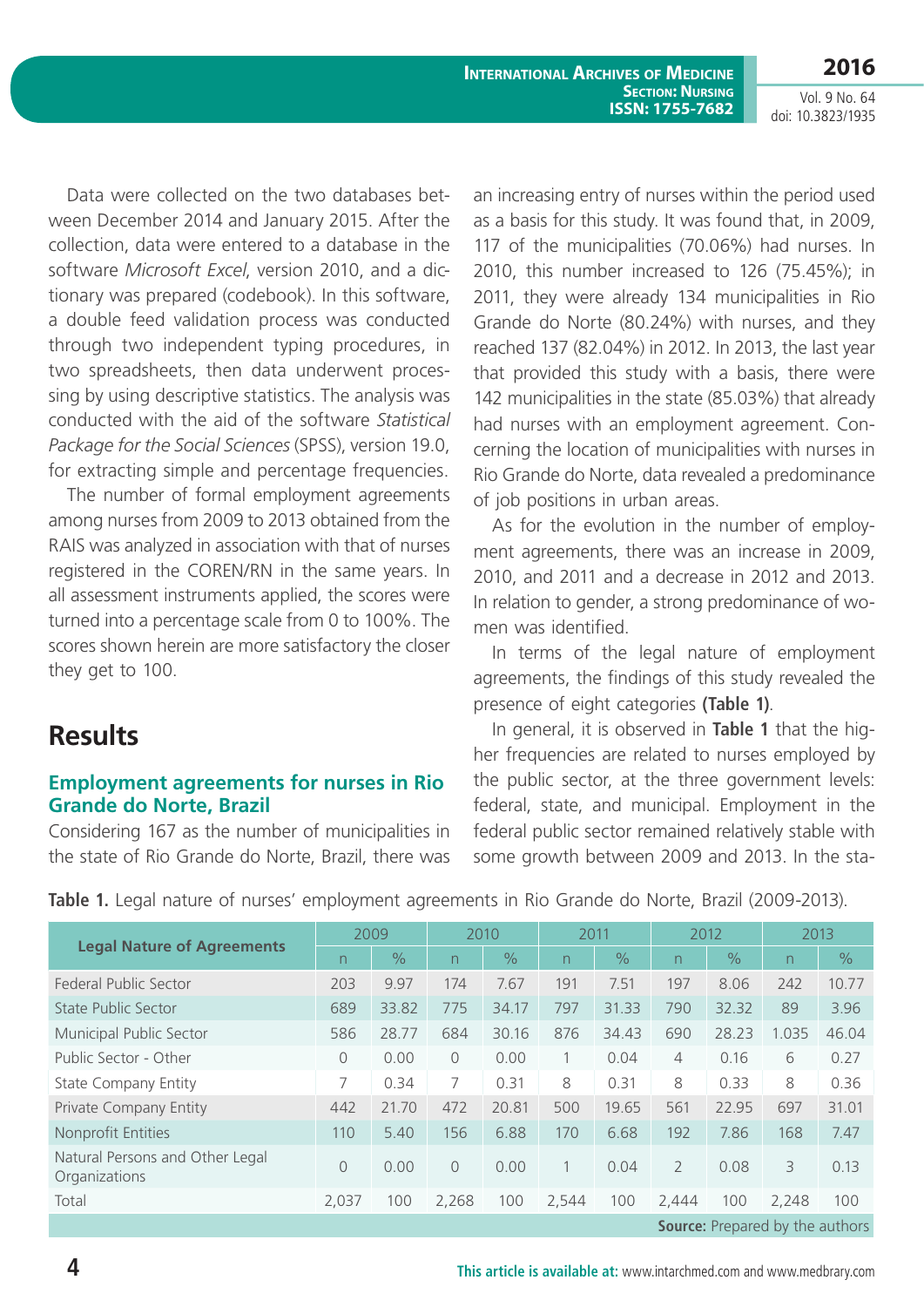Data were collected on the two databases between December 2014 and January 2015. After the collection, data were entered to a database in the software *Microsoft Excel*, version 2010, and a dictionary was prepared (codebook). In this software, a double feed validation process was conducted through two independent typing procedures, in two spreadsheets, then data underwent processing by using descriptive statistics. The analysis was conducted with the aid of the software *Statistical Package for the Social Sciences* (SPSS), version 19.0, for extracting simple and percentage frequencies.

The number of formal employment agreements among nurses from 2009 to 2013 obtained from the RAIS was analyzed in association with that of nurses registered in the COREN/RN in the same years. In all assessment instruments applied, the scores were turned into a percentage scale from 0 to 100%. The scores shown herein are more satisfactory the closer they get to 100.

## Results

### Employment agreements for nurses in Rio Grande do Norte, Brazil

Considering 167 as the number of municipalities in the state of Rio Grande do Norte, Brazil, there was an increasing entry of nurses within the period used as a basis for this study. It was found that, in 2009, 117 of the municipalities (70.06%) had nurses. In 2010, this number increased to 126 (75.45%); in 2011, they were already 134 municipalities in Rio Grande do Norte (80.24%) with nurses, and they reached 137 (82.04%) in 2012. In 2013, the last year that provided this study with a basis, there were 142 municipalities in the state (85.03%) that already had nurses with an employment agreement. Concerning the location of municipalities with nurses in Rio Grande do Norte, data revealed a predominance of job positions in urban areas.

As for the evolution in the number of employment agreements, there was an increase in 2009, 2010, and 2011 and a decrease in 2012 and 2013. In relation to gender, a strong predominance of women was identified.

In terms of the legal nature of employment agreements, the findings of this study revealed the presence of eight categories **(Table 1)**.

In general, it is observed in **Table 1** that the higher frequencies are related to nurses employed by the public sector, at the three government levels: federal, state, and municipal. Employment in the federal public sector remained relatively stable with some growth between 2009 and 2013. In the sta-

**Table 1.** Legal nature of nurses' employment agreements in Rio Grande do Norte, Brazil (2009-2013).

| Legal Nature of Agreements | 2009 | | 2010 | | 2011 | | 2012 | | 2013 | |
|---|---|---|---|---|---|---|---|---|---|---|
| | n | % | n | % | n | % | n | % | n | % |
| Federal Public Sector | 203 | 9.97 | 174 | 7.67 | 191 | 7.51 | 197 | 8.06 | 242 | 10.77 |
| State Public Sector | 689 | 33.82 | 775 | 34.17 | 797 | 31.33 | 790 | 32.32 | 89 | 3.96 |
| Municipal Public Sector | 586 | 28.77 | 684 | 30.16 | 876 | 34.43 | 690 | 28.23 | 1.035 | 46.04 |
| Public Sector - Other | 0 | 0.00 | 0 | 0.00 | 1 | 0.04 | 4 | 0.16 | 6 | 0.27 |
| State Company Entity | 7 | 0.34 | 7 | 0.31 | 8 | 0.31 | 8 | 0.33 | 8 | 0.36 |
| Private Company Entity | 442 | 21.70 | 472 | 20.81 | 500 | 19.65 | 561 | 22.95 | 697 | 31.01 |
| Nonprofit Entities | 110 | 5.40 | 156 | 6.88 | 170 | 6.68 | 192 | 7.86 | 168 | 7.47 |
| Natural Persons and Other Legal Organizations | 0 | 0.00 | 0 | 0.00 | 1 | 0.04 | 2 | 0.08 | 3 | 0.13 |
| Total | 2,037 | 100 | 2,268 | 100 | 2,544 | 100 | 2,444 | 100 | 2,248 | 100 |

**Source:** Prepared by the authors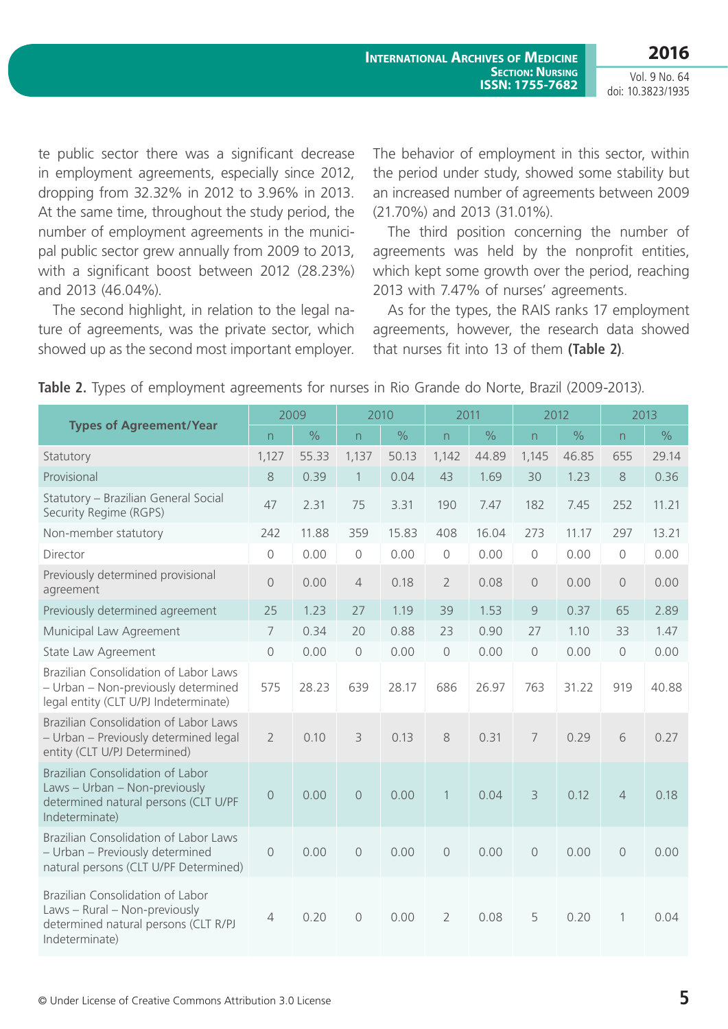te public sector there was a significant decrease in employment agreements, especially since 2012, dropping from 32.32% in 2012 to 3.96% in 2013. At the same time, throughout the study period, the number of employment agreements in the municipal public sector grew annually from 2009 to 2013, with a significant boost between 2012 (28.23%) and 2013 (46.04%).

The second highlight, in relation to the legal nature of agreements, was the private sector, which showed up as the second most important employer. The behavior of employment in this sector, within the period under study, showed some stability but an increased number of agreements between 2009 (21.70%) and 2013 (31.01%).

The third position concerning the number of agreements was held by the nonprofit entities, which kept some growth over the period, reaching 2013 with 7.47% of nurses' agreements.

As for the types, the RAIS ranks 17 employment agreements, however, the research data showed that nurses fit into 13 of them **(Table 2)**.

**Table 2.** Types of employment agreements for nurses in Rio Grande do Norte, Brazil (2009-2013).

| Types of Agreement/Year | 2009 | | 2010 | | 2011 | | 2012 | | 2013 | |
|---|---|---|---|---|---|---|---|---|---|---|
| | n | % | n | % | n | % | n | % | n | % |
| Statutory | 1,127 | 55.33 | 1,137 | 50.13 | 1,142 | 44.89 | 1,145 | 46.85 | 655 | 29.14 |
| Provisional | 8 | 0.39 | 1 | 0.04 | 43 | 1.69 | 30 | 1.23 | 8 | 0.36 |
| Statutory – Brazilian General Social Security Regime (RGPS) | 47 | 2.31 | 75 | 3.31 | 190 | 7.47 | 182 | 7.45 | 252 | 11.21 |
| Non-member statutory | 242 | 11.88 | 359 | 15.83 | 408 | 16.04 | 273 | 11.17 | 297 | 13.21 |
| Director | 0 | 0.00 | 0 | 0.00 | 0 | 0.00 | 0 | 0.00 | 0 | 0.00 |
| Previously determined provisional agreement | 0 | 0.00 | 4 | 0.18 | 2 | 0.08 | 0 | 0.00 | 0 | 0.00 |
| Previously determined agreement | 25 | 1.23 | 27 | 1.19 | 39 | 1.53 | 9 | 0.37 | 65 | 2.89 |
| Municipal Law Agreement | 7 | 0.34 | 20 | 0.88 | 23 | 0.90 | 27 | 1.10 | 33 | 1.47 |
| State Law Agreement | 0 | 0.00 | 0 | 0.00 | 0 | 0.00 | 0 | 0.00 | 0 | 0.00 |
| Brazilian Consolidation of Labor Laws – Urban – Non-previously determined legal entity (CLT U/PJ Indeterminate) | 575 | 28.23 | 639 | 28.17 | 686 | 26.97 | 763 | 31.22 | 919 | 40.88 |
| Brazilian Consolidation of Labor Laws – Urban – Previously determined legal entity (CLT U/PJ Determined) | 2 | 0.10 | 3 | 0.13 | 8 | 0.31 | 7 | 0.29 | 6 | 0.27 |
| Brazilian Consolidation of Labor Laws – Urban – Non-previously determined natural persons (CLT U/PF Indeterminate) | 0 | 0.00 | 0 | 0.00 | 1 | 0.04 | 3 | 0.12 | 4 | 0.18 |
| Brazilian Consolidation of Labor Laws – Urban – Previously determined natural persons (CLT U/PF Determined) | 0 | 0.00 | 0 | 0.00 | 0 | 0.00 | 0 | 0.00 | 0 | 0.00 |
| Brazilian Consolidation of Labor Laws – Rural – Non-previously determined natural persons (CLT R/PJ Indeterminate) | 4 | 0.20 | 0 | 0.00 | 2 | 0.08 | 5 | 0.20 | 1 | 0.04 |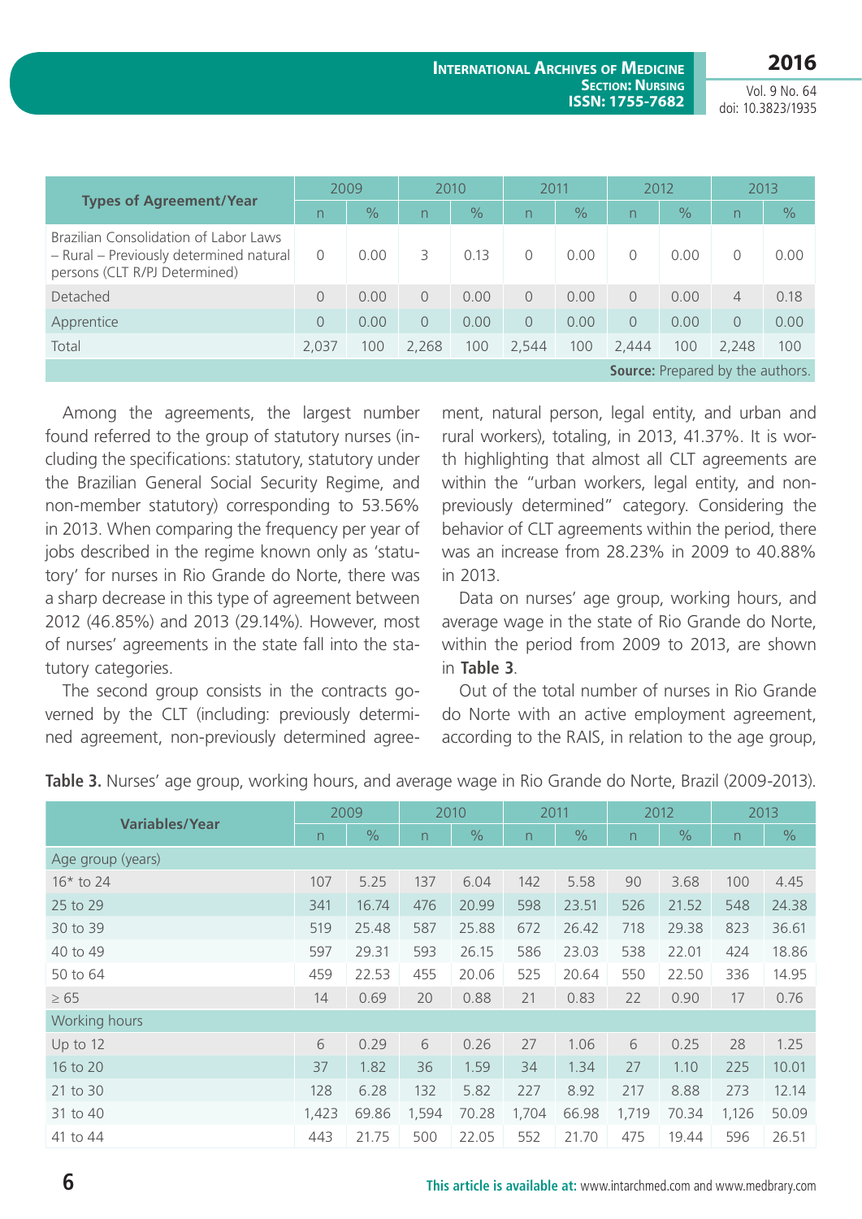| Types of Agreement/Year | 2009 | | 2010 | | 2011 | | 2012 | | 2013 | |
|---|---|---|---|---|---|---|---|---|---|---|
| | n | % | n | % | n | % | n | % | n | % |
| Brazilian Consolidation of Labor Laws – Rural – Previously determined natural persons (CLT R/PJ Determined) | 0 | 0.00 | 3 | 0.13 | 0 | 0.00 | 0 | 0.00 | 0 | 0.00 |
| Detached | 0 | 0.00 | 0 | 0.00 | 0 | 0.00 | 0 | 0.00 | 4 | 0.18 |
| Apprentice | 0 | 0.00 | 0 | 0.00 | 0 | 0.00 | 0 | 0.00 | 0 | 0.00 |
| Total | 2,037 | 100 | 2,268 | 100 | 2,544 | 100 | 2,444 | 100 | 2,248 | 100 |

**Source:** Prepared by the authors.

Among the agreements, the largest number found referred to the group of statutory nurses (including the specifications: statutory, statutory under the Brazilian General Social Security Regime, and non-member statutory) corresponding to 53.56% in 2013. When comparing the frequency per year of jobs described in the regime known only as 'statutory' for nurses in Rio Grande do Norte, there was a sharp decrease in this type of agreement between 2012 (46.85%) and 2013 (29.14%). However, most of nurses' agreements in the state fall into the statutory categories.

The second group consists in the contracts governed by the CLT (including: previously determined agreement, non-previously determined agreement, natural person, legal entity, and urban and rural workers), totaling, in 2013, 41.37%. It is worth highlighting that almost all CLT agreements are within the "urban workers, legal entity, and non-previously determined" category. Considering the behavior of CLT agreements within the period, there was an increase from 28.23% in 2009 to 40.88% in 2013.

Data on nurses' age group, working hours, and average wage in the state of Rio Grande do Norte, within the period from 2009 to 2013, are shown in **Table 3**.

Out of the total number of nurses in Rio Grande do Norte with an active employment agreement, according to the RAIS, in relation to the age group,

**Table 3.** Nurses' age group, working hours, and average wage in Rio Grande do Norte, Brazil (2009-2013).

| Variables/Year | 2009 | | 2010 | | 2011 | | 2012 | | 2013 | |
|---|---|---|---|---|---|---|---|---|---|---|
| | n | % | n | % | n | % | n | % | n | % |
| Age group (years) | | | | | | | | | | |
| 16* to 24 | 107 | 5.25 | 137 | 6.04 | 142 | 5.58 | 90 | 3.68 | 100 | 4.45 |
| 25 to 29 | 341 | 16.74 | 476 | 20.99 | 598 | 23.51 | 526 | 21.52 | 548 | 24.38 |
| 30 to 39 | 519 | 25.48 | 587 | 25.88 | 672 | 26.42 | 718 | 29.38 | 823 | 36.61 |
| 40 to 49 | 597 | 29.31 | 593 | 26.15 | 586 | 23.03 | 538 | 22.01 | 424 | 18.86 |
| 50 to 64 | 459 | 22.53 | 455 | 20.06 | 525 | 20.64 | 550 | 22.50 | 336 | 14.95 |
| ≥ 65 | 14 | 0.69 | 20 | 0.88 | 21 | 0.83 | 22 | 0.90 | 17 | 0.76 |
| Working hours | | | | | | | | | | |
| Up to 12 | 6 | 0.29 | 6 | 0.26 | 27 | 1.06 | 6 | 0.25 | 28 | 1.25 |
| 16 to 20 | 37 | 1.82 | 36 | 1.59 | 34 | 1.34 | 27 | 1.10 | 225 | 10.01 |
| 21 to 30 | 128 | 6.28 | 132 | 5.82 | 227 | 8.92 | 217 | 8.88 | 273 | 12.14 |
| 31 to 40 | 1,423 | 69.86 | 1,594 | 70.28 | 1,704 | 66.98 | 1,719 | 70.34 | 1,126 | 50.09 |
| 41 to 44 | 443 | 21.75 | 500 | 22.05 | 552 | 21.70 | 475 | 19.44 | 596 | 26.51 |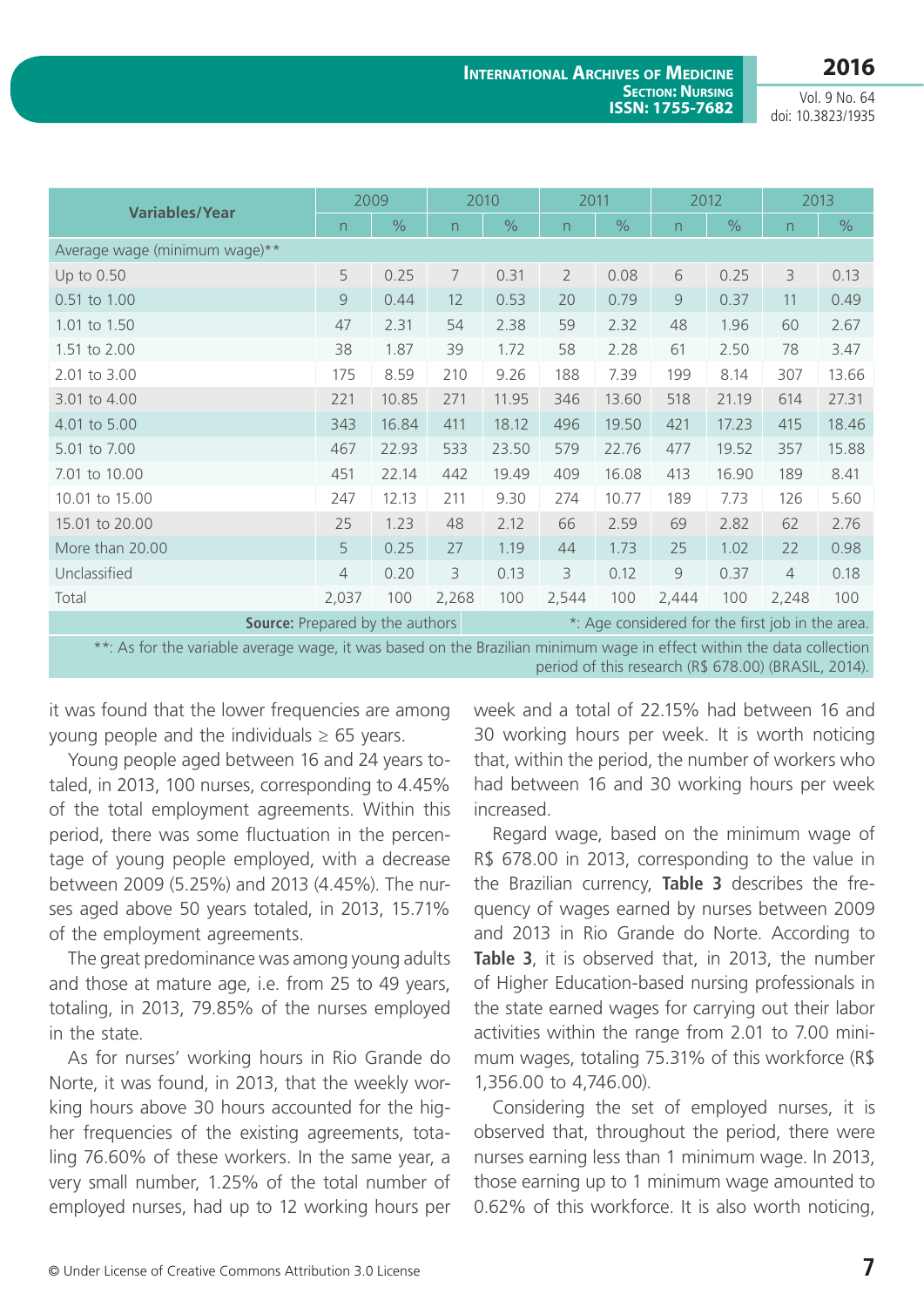| Variables/Year | 2009 | | 2010 | | 2011 | | 2012 | | 2013 | |
|---|---|---|---|---|---|---|---|---|---|---|
| | n | % | n | % | n | % | n | % | n | % |
| Average wage (minimum wage)** | | | | | | | | | | |
| Up to 0.50 | 5 | 0.25 | 7 | 0.31 | 2 | 0.08 | 6 | 0.25 | 3 | 0.13 |
| 0.51 to 1.00 | 9 | 0.44 | 12 | 0.53 | 20 | 0.79 | 9 | 0.37 | 11 | 0.49 |
| 1.01 to 1.50 | 47 | 2.31 | 54 | 2.38 | 59 | 2.32 | 48 | 1.96 | 60 | 2.67 |
| 1.51 to 2.00 | 38 | 1.87 | 39 | 1.72 | 58 | 2.28 | 61 | 2.50 | 78 | 3.47 |
| 2.01 to 3.00 | 175 | 8.59 | 210 | 9.26 | 188 | 7.39 | 199 | 8.14 | 307 | 13.66 |
| 3.01 to 4.00 | 221 | 10.85 | 271 | 11.95 | 346 | 13.60 | 518 | 21.19 | 614 | 27.31 |
| 4.01 to 5.00 | 343 | 16.84 | 411 | 18.12 | 496 | 19.50 | 421 | 17.23 | 415 | 18.46 |
| 5.01 to 7.00 | 467 | 22.93 | 533 | 23.50 | 579 | 22.76 | 477 | 19.52 | 357 | 15.88 |
| 7.01 to 10.00 | 451 | 22.14 | 442 | 19.49 | 409 | 16.08 | 413 | 16.90 | 189 | 8.41 |
| 10.01 to 15.00 | 247 | 12.13 | 211 | 9.30 | 274 | 10.77 | 189 | 7.73 | 126 | 5.60 |
| 15.01 to 20.00 | 25 | 1.23 | 48 | 2.12 | 66 | 2.59 | 69 | 2.82 | 62 | 2.76 |
| More than 20.00 | 5 | 0.25 | 27 | 1.19 | 44 | 1.73 | 25 | 1.02 | 22 | 0.98 |
| Unclassified | 4 | 0.20 | 3 | 0.13 | 3 | 0.12 | 9 | 0.37 | 4 | 0.18 |
| Total | 2,037 | 100 | 2,268 | 100 | 2,544 | 100 | 2,444 | 100 | 2,248 | 100 |

**Source:** Prepared by the authors *: Age considered for the first job in the area.

**: As for the variable average wage, it was based on the Brazilian minimum wage in effect within the data collection period of this research (R$ 678.00) (BRASIL, 2014).

it was found that the lower frequencies are among young people and the individuals ≥ 65 years.

Young people aged between 16 and 24 years totaled, in 2013, 100 nurses, corresponding to 4.45% of the total employment agreements. Within this period, there was some fluctuation in the percentage of young people employed, with a decrease between 2009 (5.25%) and 2013 (4.45%). The nurses aged above 50 years totaled, in 2013, 15.71% of the employment agreements.

The great predominance was among young adults and those at mature age, i.e. from 25 to 49 years, totaling, in 2013, 79.85% of the nurses employed in the state.

As for nurses' working hours in Rio Grande do Norte, it was found, in 2013, that the weekly working hours above 30 hours accounted for the higher frequencies of the existing agreements, totaling 76.60% of these workers. In the same year, a very small number, 1.25% of the total number of employed nurses, had up to 12 working hours per week and a total of 22.15% had between 16 and 30 working hours per week. It is worth noticing that, within the period, the number of workers who had between 16 and 30 working hours per week increased.

Regard wage, based on the minimum wage of R$ 678.00 in 2013, corresponding to the value in the Brazilian currency, **Table 3** describes the frequency of wages earned by nurses between 2009 and 2013 in Rio Grande do Norte. According to **Table 3**, it is observed that, in 2013, the number of Higher Education-based nursing professionals in the state earned wages for carrying out their labor activities within the range from 2.01 to 7.00 minimum wages, totaling 75.31% of this workforce (R$ 1,356.00 to 4,746.00).

Considering the set of employed nurses, it is observed that, throughout the period, there were nurses earning less than 1 minimum wage. In 2013, those earning up to 1 minimum wage amounted to 0.62% of this workforce. It is also worth noticing,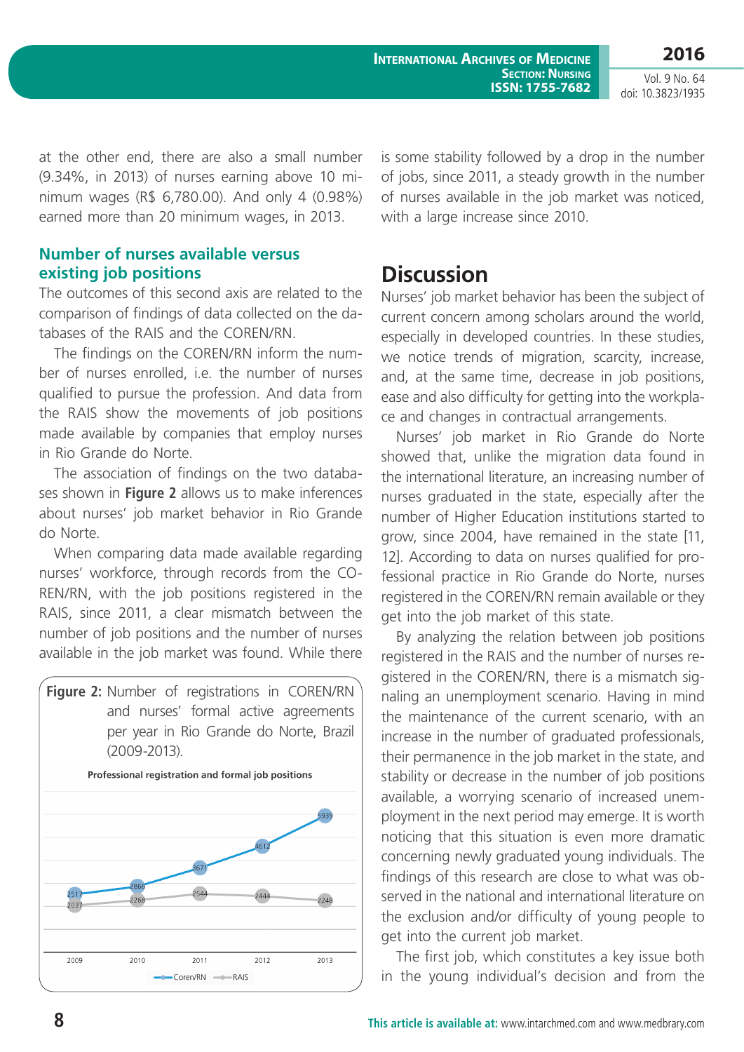at the other end, there are also a small number (9.34%, in 2013) of nurses earning above 10 minimum wages (R$ 6,780.00). And only 4 (0.98%) earned more than 20 minimum wages, in 2013.

### Number of nurses available versus existing job positions

The outcomes of this second axis are related to the comparison of findings of data collected on the databases of the RAIS and the COREN/RN.

The findings on the COREN/RN inform the number of nurses enrolled, i.e. the number of nurses qualified to pursue the profession. And data from the RAIS show the movements of job positions made available by companies that employ nurses in Rio Grande do Norte.

The association of findings on the two databases shown in **Figure 2** allows us to make inferences about nurses' job market behavior in Rio Grande do Norte.

When comparing data made available regarding nurses' workforce, through records from the COREN/RN, with the job positions registered in the RAIS, since 2011, a clear mismatch between the number of job positions and the number of nurses available in the job market was found. While there is some stability followed by a drop in the number of jobs, since 2011, a steady growth in the number of nurses available in the job market was noticed, with a large increase since 2010.

**Figure 2:** Number of registrations in COREN/RN and nurses' formal active agreements per year in Rio Grande do Norte, Brazil (2009-2013).

Professional registration and formal job positions

| Year | Coren/RN | RAIS |
|---|---|---|
| 2009 | 2517 | 2037 |
| 2010 | 2866 | 2268 |
| 2011 | 3671 | 2544 |
| 2012 | 4612 | 2444 |
| 2013 | 5939 | 2248 |

## Discussion

Nurses' job market behavior has been the subject of current concern among scholars around the world, especially in developed countries. In these studies, we notice trends of migration, scarcity, increase, and, at the same time, decrease in job positions, ease and also difficulty for getting into the workplace and changes in contractual arrangements.

Nurses' job market in Rio Grande do Norte showed that, unlike the migration data found in the international literature, an increasing number of nurses graduated in the state, especially after the number of Higher Education institutions started to grow, since 2004, have remained in the state [11, 12]. According to data on nurses qualified for professional practice in Rio Grande do Norte, nurses registered in the COREN/RN remain available or they get into the job market of this state.

By analyzing the relation between job positions registered in the RAIS and the number of nurses registered in the COREN/RN, there is a mismatch signaling an unemployment scenario. Having in mind the maintenance of the current scenario, with an increase in the number of graduated professionals, their permanence in the job market in the state, and stability or decrease in the number of job positions available, a worrying scenario of increased unemployment in the next period may emerge. It is worth noticing that this situation is even more dramatic concerning newly graduated young individuals. The findings of this research are close to what was observed in the national and international literature on the exclusion and/or difficulty of young people to get into the current job market.

The first job, which constitutes a key issue both in the young individual's decision and from the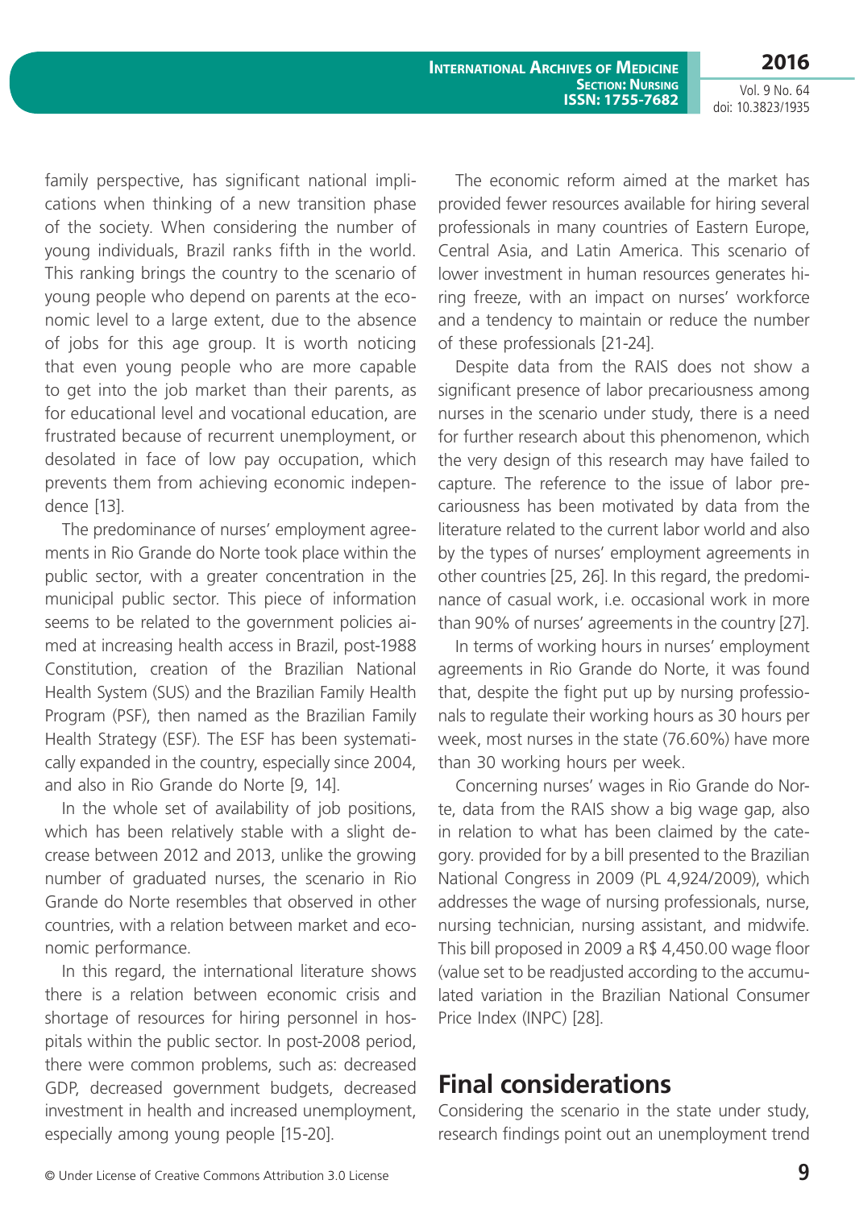family perspective, has significant national implications when thinking of a new transition phase of the society. When considering the number of young individuals, Brazil ranks fifth in the world. This ranking brings the country to the scenario of young people who depend on parents at the economic level to a large extent, due to the absence of jobs for this age group. It is worth noticing that even young people who are more capable to get into the job market than their parents, as for educational level and vocational education, are frustrated because of recurrent unemployment, or desolated in face of low pay occupation, which prevents them from achieving economic independence [13].

The predominance of nurses' employment agreements in Rio Grande do Norte took place within the public sector, with a greater concentration in the municipal public sector. This piece of information seems to be related to the government policies aimed at increasing health access in Brazil, post-1988 Constitution, creation of the Brazilian National Health System (SUS) and the Brazilian Family Health Program (PSF), then named as the Brazilian Family Health Strategy (ESF). The ESF has been systematically expanded in the country, especially since 2004, and also in Rio Grande do Norte [9, 14].

In the whole set of availability of job positions, which has been relatively stable with a slight decrease between 2012 and 2013, unlike the growing number of graduated nurses, the scenario in Rio Grande do Norte resembles that observed in other countries, with a relation between market and economic performance.

In this regard, the international literature shows there is a relation between economic crisis and shortage of resources for hiring personnel in hospitals within the public sector. In post-2008 period, there were common problems, such as: decreased GDP, decreased government budgets, decreased investment in health and increased unemployment, especially among young people [15-20].

The economic reform aimed at the market has provided fewer resources available for hiring several professionals in many countries of Eastern Europe, Central Asia, and Latin America. This scenario of lower investment in human resources generates hiring freeze, with an impact on nurses' workforce and a tendency to maintain or reduce the number of these professionals [21-24].

Despite data from the RAIS does not show a significant presence of labor precariousness among nurses in the scenario under study, there is a need for further research about this phenomenon, which the very design of this research may have failed to capture. The reference to the issue of labor precariousness has been motivated by data from the literature related to the current labor world and also by the types of nurses' employment agreements in other countries [25, 26]. In this regard, the predominance of casual work, i.e. occasional work in more than 90% of nurses' agreements in the country [27].

In terms of working hours in nurses' employment agreements in Rio Grande do Norte, it was found that, despite the fight put up by nursing professionals to regulate their working hours as 30 hours per week, most nurses in the state (76.60%) have more than 30 working hours per week.

Concerning nurses' wages in Rio Grande do Norte, data from the RAIS show a big wage gap, also in relation to what has been claimed by the category. provided for by a bill presented to the Brazilian National Congress in 2009 (PL 4,924/2009), which addresses the wage of nursing professionals, nurse, nursing technician, nursing assistant, and midwife. This bill proposed in 2009 a R$ 4,450.00 wage floor (value set to be readjusted according to the accumulated variation in the Brazilian National Consumer Price Index (INPC) [28].

## Final considerations

Considering the scenario in the state under study, research findings point out an unemployment trend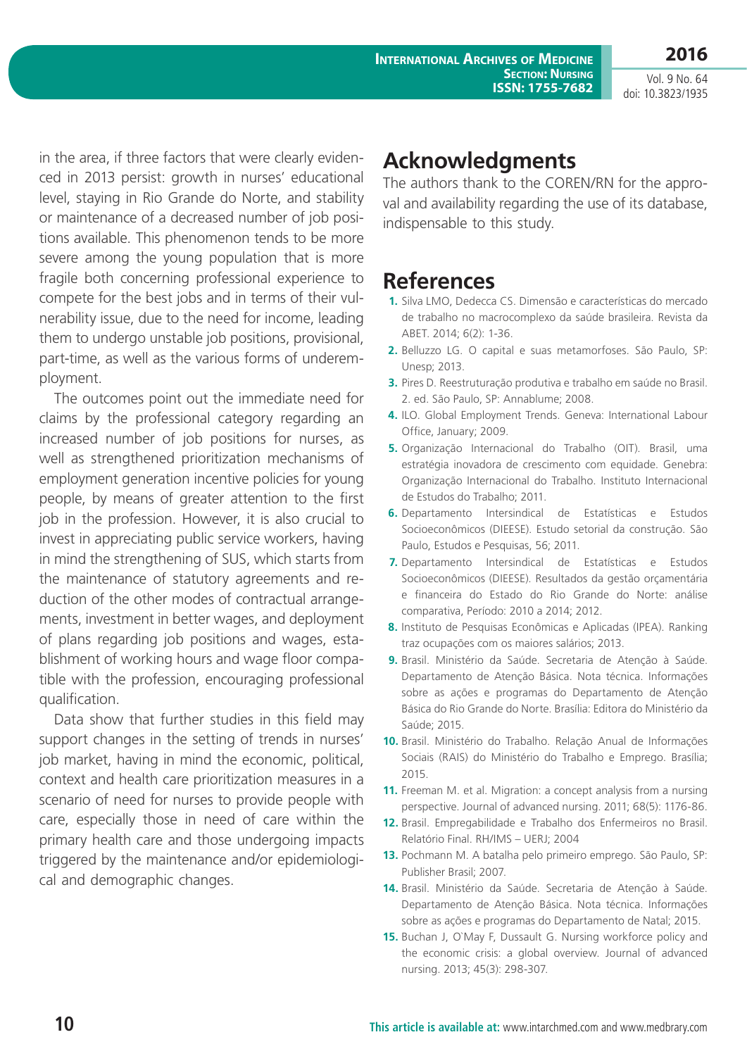in the area, if three factors that were clearly evidenced in 2013 persist: growth in nurses' educational level, staying in Rio Grande do Norte, and stability or maintenance of a decreased number of job positions available. This phenomenon tends to be more severe among the young population that is more fragile both concerning professional experience to compete for the best jobs and in terms of their vulnerability issue, due to the need for income, leading them to undergo unstable job positions, provisional, part-time, as well as the various forms of underemployment.

The outcomes point out the immediate need for claims by the professional category regarding an increased number of job positions for nurses, as well as strengthened prioritization mechanisms of employment generation incentive policies for young people, by means of greater attention to the first job in the profession. However, it is also crucial to invest in appreciating public service workers, having in mind the strengthening of SUS, which starts from the maintenance of statutory agreements and reduction of the other modes of contractual arrangements, investment in better wages, and deployment of plans regarding job positions and wages, establishment of working hours and wage floor compatible with the profession, encouraging professional qualification.

Data show that further studies in this field may support changes in the setting of trends in nurses' job market, having in mind the economic, political, context and health care prioritization measures in a scenario of need for nurses to provide people with care, especially those in need of care within the primary health care and those undergoing impacts triggered by the maintenance and/or epidemiological and demographic changes.

# Acknowledgments

The authors thank to the COREN/RN for the approval and availability regarding the use of its database, indispensable to this study.

# References

1. Silva LMO, Dedecca CS. Dimensão e características do mercado de trabalho no macrocomplexo da saúde brasileira. Revista da ABET. 2014; 6(2): 1-36.
2. Belluzzo LG. O capital e suas metamorfoses. São Paulo, SP: Unesp; 2013.
3. Pires D. Reestruturação produtiva e trabalho em saúde no Brasil. 2. ed. São Paulo, SP: Annablume; 2008.
4. ILO. Global Employment Trends. Geneva: International Labour Office, January; 2009.
5. Organização Internacional do Trabalho (OIT). Brasil, uma estratégia inovadora de crescimento com equidade. Genebra: Organização Internacional do Trabalho. Instituto Internacional de Estudos do Trabalho; 2011.
6. Departamento Intersindical de Estatísticas e Estudos Socioeconômicos (DIEESE). Estudo setorial da construção. São Paulo, Estudos e Pesquisas, 56; 2011.
7. Departamento Intersindical de Estatísticas e Estudos Socioeconômicos (DIEESE). Resultados da gestão orçamentária e financeira do Estado do Rio Grande do Norte: análise comparativa, Período: 2010 a 2014; 2012.
8. Instituto de Pesquisas Econômicas e Aplicadas (IPEA). Ranking traz ocupações com os maiores salários; 2013.
9. Brasil. Ministério da Saúde. Secretaria de Atenção à Saúde. Departamento de Atenção Básica. Nota técnica. Informações sobre as ações e programas do Departamento de Atenção Básica do Rio Grande do Norte. Brasília: Editora do Ministério da Saúde; 2015.
10. Brasil. Ministério do Trabalho. Relação Anual de Informações Sociais (RAIS) do Ministério do Trabalho e Emprego. Brasília; 2015.
11. Freeman M. et al. Migration: a concept analysis from a nursing perspective. Journal of advanced nursing. 2011; 68(5): 1176-86.
12. Brasil. Empregabilidade e Trabalho dos Enfermeiros no Brasil. Relatório Final. RH/IMS – UERJ; 2004
13. Pochmann M. A batalha pelo primeiro emprego. São Paulo, SP: Publisher Brasil; 2007.
14. Brasil. Ministério da Saúde. Secretaria de Atenção à Saúde. Departamento de Atenção Básica. Nota técnica. Informações sobre as ações e programas do Departamento de Natal; 2015.
15. Buchan J, O`May F, Dussault G. Nursing workforce policy and the economic crisis: a global overview. Journal of advanced nursing. 2013; 45(3): 298-307.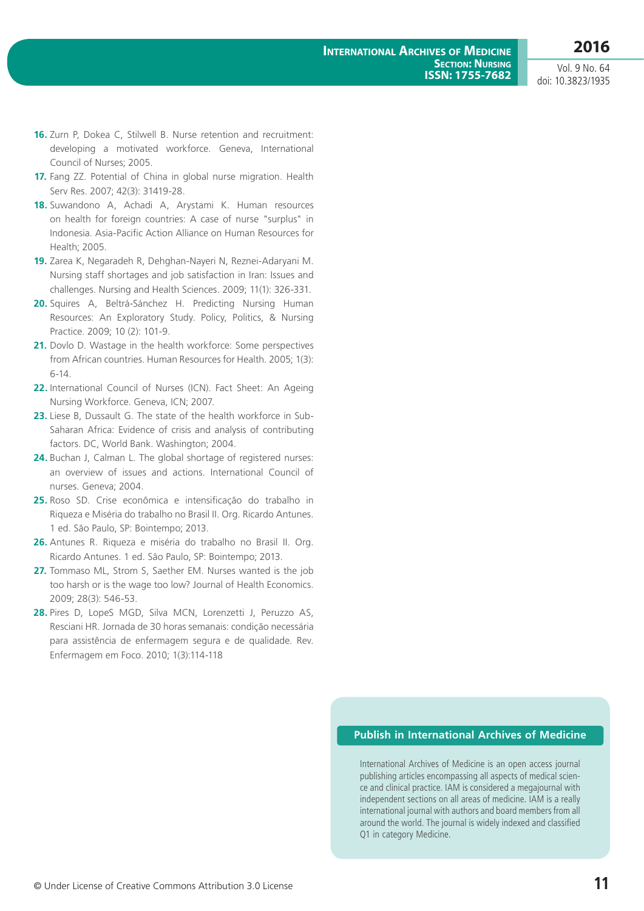16. Zurn P, Dokea C, Stilwell B. Nurse retention and recruitment: developing a motivated workforce. Geneva, International Council of Nurses; 2005.
17. Fang ZZ. Potential of China in global nurse migration. Health Serv Res. 2007; 42(3): 31419-28.
18. Suwandono A, Achadi A, Arystami K. Human resources on health for foreign countries: A case of nurse "surplus" in Indonesia. Asia-Pacific Action Alliance on Human Resources for Health; 2005.
19. Zarea K, Negaradeh R, Dehghan-Nayeri N, Reznei-Adaryani M. Nursing staff shortages and job satisfaction in Iran: Issues and challenges. Nursing and Health Sciences. 2009; 11(1): 326-331.
20. Squires A, Beltrá-Sánchez H. Predicting Nursing Human Resources: An Exploratory Study. Policy, Politics, & Nursing Practice. 2009; 10 (2): 101-9.
21. Dovlo D. Wastage in the health workforce: Some perspectives from African countries. Human Resources for Health. 2005; 1(3): 6-14.
22. International Council of Nurses (ICN). Fact Sheet: An Ageing Nursing Workforce. Geneva, ICN; 2007.
23. Liese B, Dussault G. The state of the health workforce in Sub-Saharan Africa: Evidence of crisis and analysis of contributing factors. DC, World Bank. Washington; 2004.
24. Buchan J, Calman L. The global shortage of registered nurses: an overview of issues and actions. International Council of nurses. Geneva; 2004.
25. Roso SD. Crise econômica e intensificação do trabalho in Riqueza e Miséria do trabalho no Brasil II. Org. Ricardo Antunes. 1 ed. São Paulo, SP: Bointempo; 2013.
26. Antunes R. Riqueza e miséria do trabalho no Brasil II. Org. Ricardo Antunes. 1 ed. São Paulo, SP: Bointempo; 2013.
27. Tommaso ML, Strom S, Saether EM. Nurses wanted is the job too harsh or is the wage too low? Journal of Health Economics. 2009; 28(3): 546-53.
28. Pires D, LopeS MGD, Silva MCN, Lorenzetti J, Peruzzo AS, Resciani HR. Jornada de 30 horas semanais: condição necessária para assistência de enfermagem segura e de qualidade. Rev. Enfermagem em Foco. 2010; 1(3):114-118

**Publish in International Archives of Medicine**

International Archives of Medicine is an open access journal publishing articles encompassing all aspects of medical science and clinical practice. IAM is considered a megajournal with independent sections on all areas of medicine. IAM is a really international journal with authors and board members from all around the world. The journal is widely indexed and classified Q1 in category Medicine.